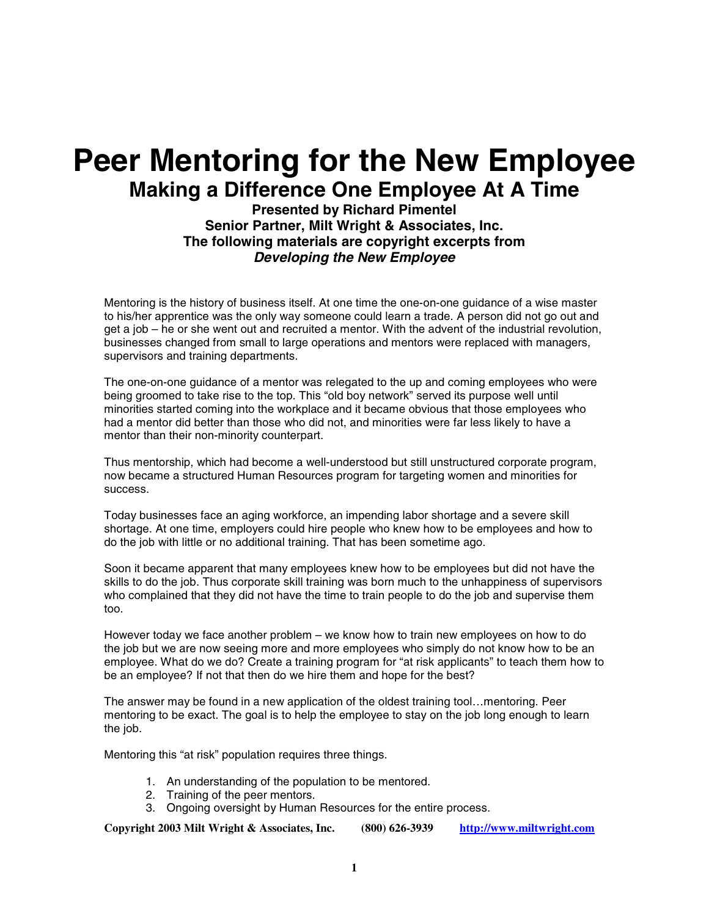# Peer Mentoring for the New Employee

## Making a Difference One Employee At A Time

**Presented by Richard Pimentel**
**Senior Partner, Milt Wright & Associates, Inc.**
**The following materials are copyright excerpts from**
***Developing the New Employee***

Mentoring is the history of business itself. At one time the one-on-one guidance of a wise master to his/her apprentice was the only way someone could learn a trade. A person did not go out and get a job – he or she went out and recruited a mentor. With the advent of the industrial revolution, businesses changed from small to large operations and mentors were replaced with managers, supervisors and training departments.

The one-on-one guidance of a mentor was relegated to the up and coming employees who were being groomed to take rise to the top. This "old boy network" served its purpose well until minorities started coming into the workplace and it became obvious that those employees who had a mentor did better than those who did not, and minorities were far less likely to have a mentor than their non-minority counterpart.

Thus mentorship, which had become a well-understood but still unstructured corporate program, now became a structured Human Resources program for targeting women and minorities for success.

Today businesses face an aging workforce, an impending labor shortage and a severe skill shortage. At one time, employers could hire people who knew how to be employees and how to do the job with little or no additional training. That has been sometime ago.

Soon it became apparent that many employees knew how to be employees but did not have the skills to do the job. Thus corporate skill training was born much to the unhappiness of supervisors who complained that they did not have the time to train people to do the job and supervise them too.

However today we face another problem – we know how to train new employees on how to do the job but we are now seeing more and more employees who simply do not know how to be an employee. What do we do? Create a training program for "at risk applicants" to teach them how to be an employee? If not that then do we hire them and hope for the best?

The answer may be found in a new application of the oldest training tool…mentoring. Peer mentoring to be exact. The goal is to help the employee to stay on the job long enough to learn the job.

Mentoring this "at risk" population requires three things.

1. An understanding of the population to be mentored.
2. Training of the peer mentors.
3. Ongoing oversight by Human Resources for the entire process.

**Copyright 2003 Milt Wright & Associates, Inc. (800) 626-3939 http://www.miltwright.com**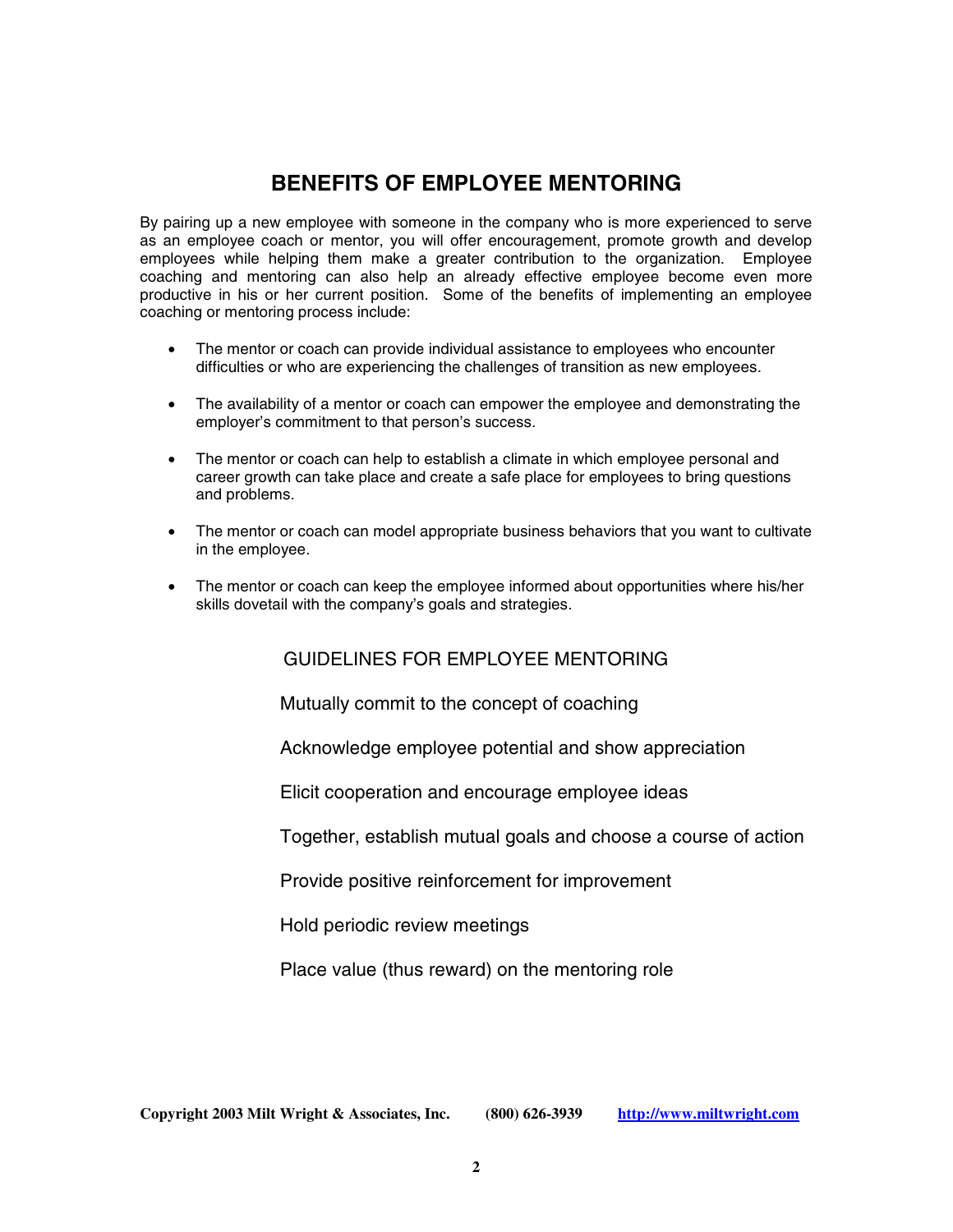# BENEFITS OF EMPLOYEE MENTORING

By pairing up a new employee with someone in the company who is more experienced to serve as an employee coach or mentor, you will offer encouragement, promote growth and develop employees while helping them make a greater contribution to the organization. Employee coaching and mentoring can also help an already effective employee become even more productive in his or her current position. Some of the benefits of implementing an employee coaching or mentoring process include:

- The mentor or coach can provide individual assistance to employees who encounter difficulties or who are experiencing the challenges of transition as new employees.
- The availability of a mentor or coach can empower the employee and demonstrating the employer's commitment to that person's success.
- The mentor or coach can help to establish a climate in which employee personal and career growth can take place and create a safe place for employees to bring questions and problems.
- The mentor or coach can model appropriate business behaviors that you want to cultivate in the employee.
- The mentor or coach can keep the employee informed about opportunities where his/her skills dovetail with the company's goals and strategies.

## GUIDELINES FOR EMPLOYEE MENTORING

Mutually commit to the concept of coaching

Acknowledge employee potential and show appreciation

Elicit cooperation and encourage employee ideas

Together, establish mutual goals and choose a course of action

Provide positive reinforcement for improvement

Hold periodic review meetings

Place value (thus reward) on the mentoring role

**Copyright 2003 Milt Wright & Associates, Inc.     (800) 626-3939     http://www.miltwright.com**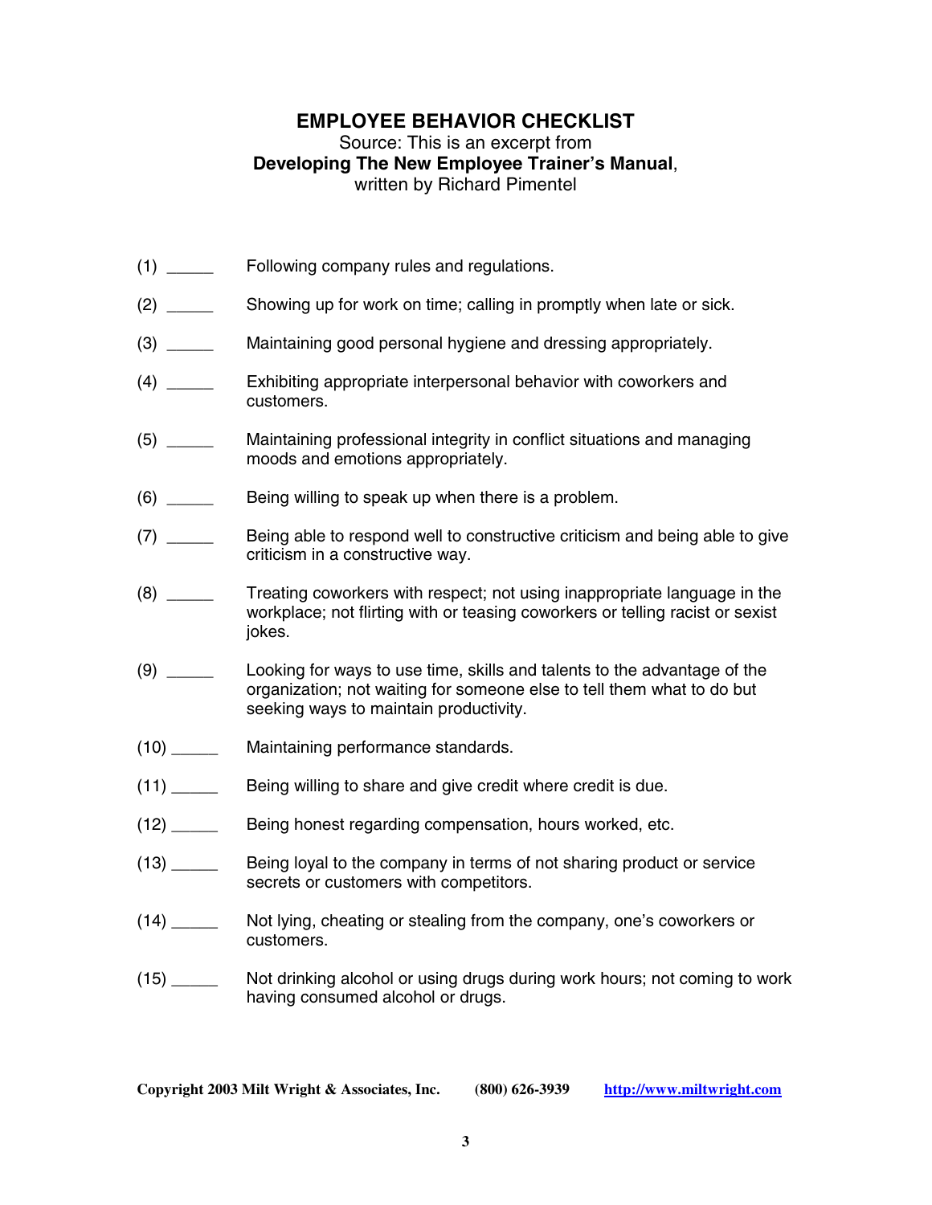# EMPLOYEE BEHAVIOR CHECKLIST

Source: This is an excerpt from
**Developing The New Employee Trainer's Manual**,
written by Richard Pimentel

(1) _____ Following company rules and regulations.

(2) _____ Showing up for work on time; calling in promptly when late or sick.

(3) _____ Maintaining good personal hygiene and dressing appropriately.

(4) _____ Exhibiting appropriate interpersonal behavior with coworkers and customers.

(5) _____ Maintaining professional integrity in conflict situations and managing moods and emotions appropriately.

(6) _____ Being willing to speak up when there is a problem.

(7) _____ Being able to respond well to constructive criticism and being able to give criticism in a constructive way.

(8) _____ Treating coworkers with respect; not using inappropriate language in the workplace; not flirting with or teasing coworkers or telling racist or sexist jokes.

(9) _____ Looking for ways to use time, skills and talents to the advantage of the organization; not waiting for someone else to tell them what to do but seeking ways to maintain productivity.

(10) _____ Maintaining performance standards.

(11) _____ Being willing to share and give credit where credit is due.

(12) _____ Being honest regarding compensation, hours worked, etc.

(13) _____ Being loyal to the company in terms of not sharing product or service secrets or customers with competitors.

(14) _____ Not lying, cheating or stealing from the company, one's coworkers or customers.

(15) _____ Not drinking alcohol or using drugs during work hours; not coming to work having consumed alcohol or drugs.

**Copyright 2003 Milt Wright & Associates, Inc. (800) 626-3939 http://www.miltwright.com**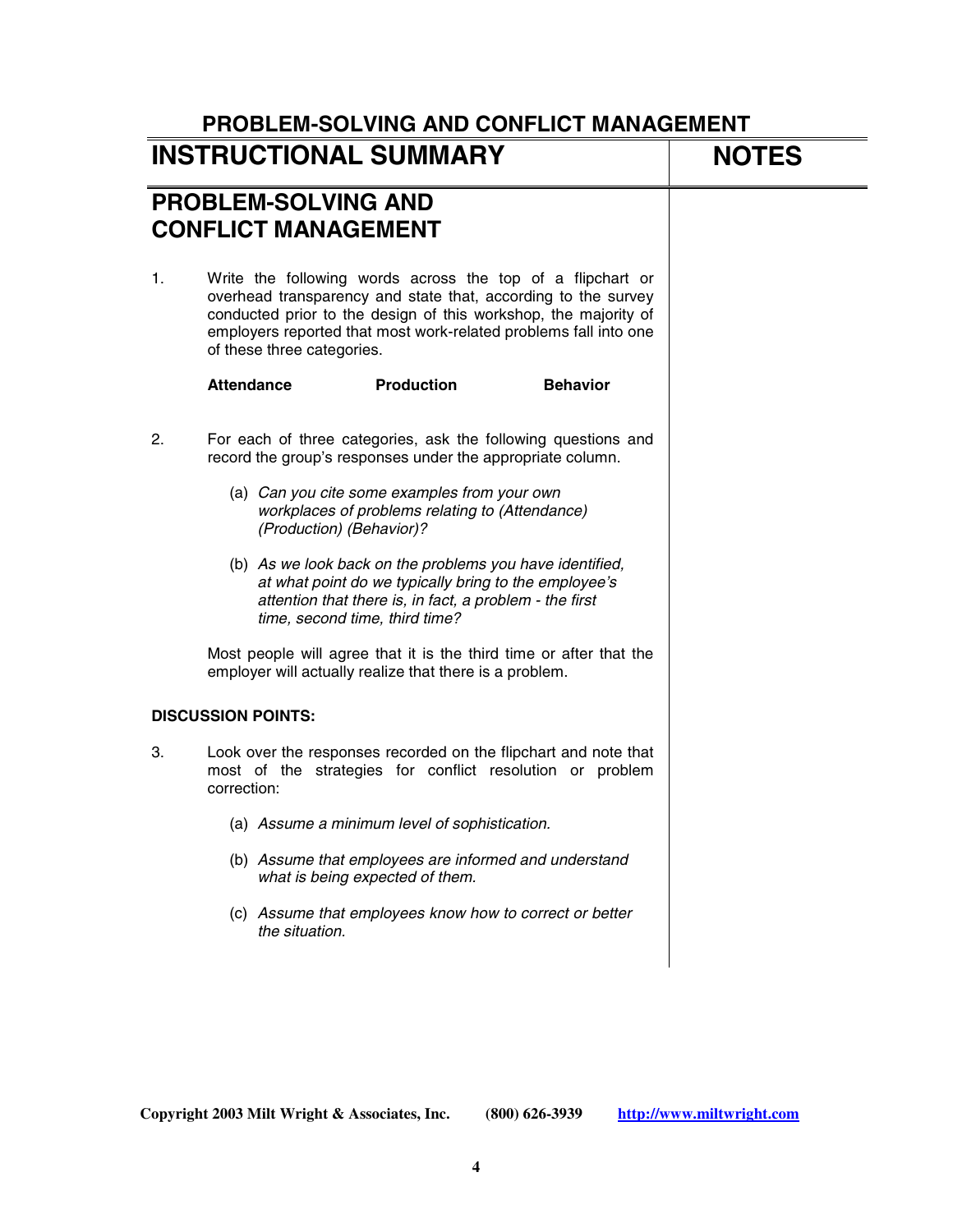## PROBLEM-SOLVING AND CONFLICT MANAGEMENT

## INSTRUCTIONAL SUMMARY

## NOTES

## PROBLEM-SOLVING AND CONFLICT MANAGEMENT

1. Write the following words across the top of a flipchart or overhead transparency and state that, according to the survey conducted prior to the design of this workshop, the majority of employers reported that most work-related problems fall into one of these three categories.

   **Attendance** **Production** **Behavior**

2. For each of three categories, ask the following questions and record the group's responses under the appropriate column.

   (a) *Can you cite some examples from your own workplaces of problems relating to (Attendance) (Production) (Behavior)?*

   (b) *As we look back on the problems you have identified, at what point do we typically bring to the employee's attention that there is, in fact, a problem - the first time, second time, third time?*

   Most people will agree that it is the third time or after that the employer will actually realize that there is a problem.

**DISCUSSION POINTS:**

3. Look over the responses recorded on the flipchart and note that most of the strategies for conflict resolution or problem correction:

   (a) *Assume a minimum level of sophistication.*

   (b) *Assume that employees are informed and understand what is being expected of them.*

   (c) *Assume that employees know how to correct or better the situation.*

Copyright 2003 Milt Wright & Associates, Inc. (800) 626-3939 http://www.miltwright.com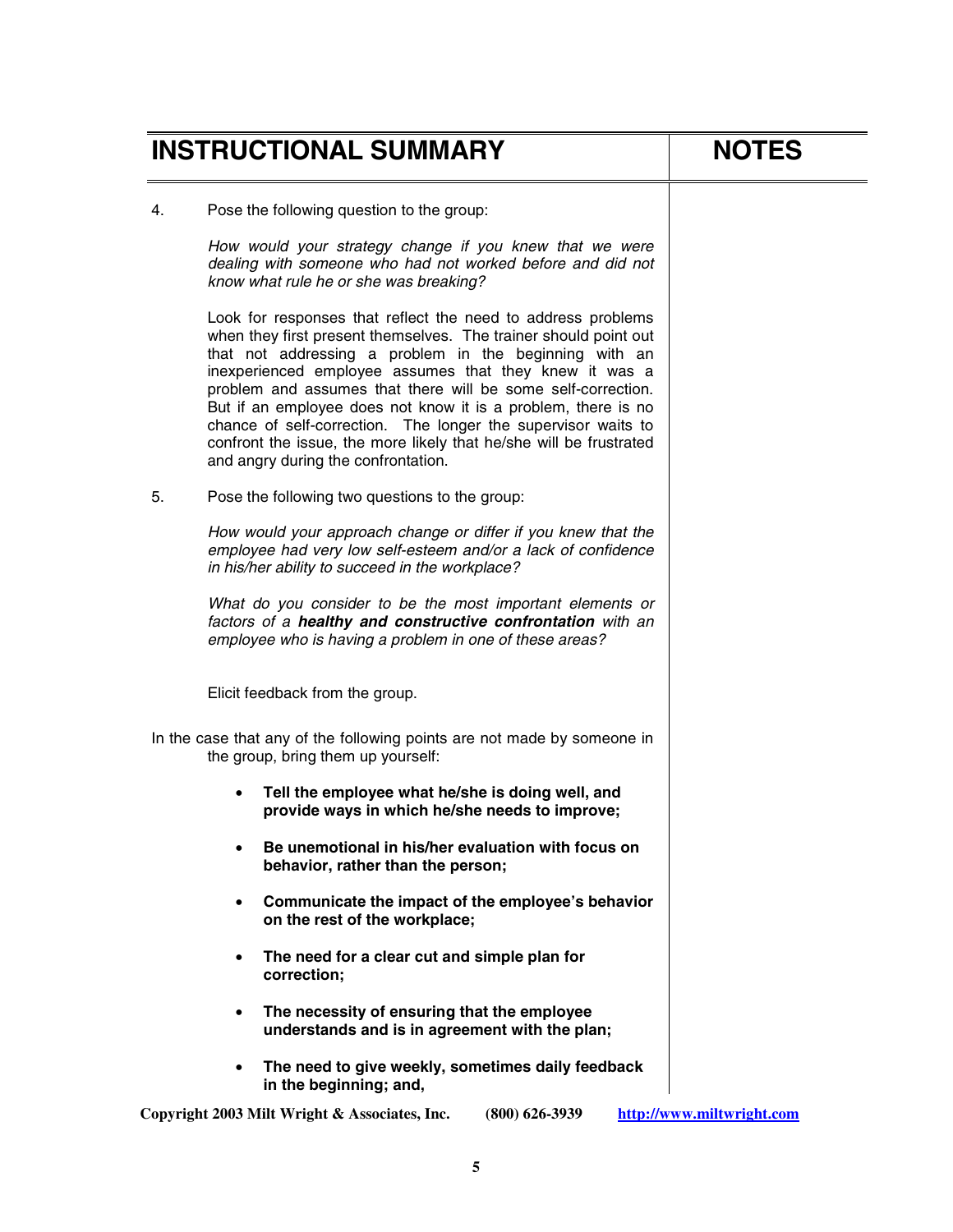| INSTRUCTIONAL SUMMARY | NOTES |
|---|---|

4. Pose the following question to the group:

   *How would your strategy change if you knew that we were dealing with someone who had not worked before and did not know what rule he or she was breaking?*

   Look for responses that reflect the need to address problems when they first present themselves. The trainer should point out that not addressing a problem in the beginning with an inexperienced employee assumes that they knew it was a problem and assumes that there will be some self-correction. But if an employee does not know it is a problem, there is no chance of self-correction. The longer the supervisor waits to confront the issue, the more likely that he/she will be frustrated and angry during the confrontation.

5. Pose the following two questions to the group:

   *How would your approach change or differ if you knew that the employee had very low self-esteem and/or a lack of confidence in his/her ability to succeed in the workplace?*

   *What do you consider to be the most important elements or factors of a* ***healthy and constructive confrontation*** *with an employee who is having a problem in one of these areas?*

   Elicit feedback from the group.

In the case that any of the following points are not made by someone in the group, bring them up yourself:

- **Tell the employee what he/she is doing well, and provide ways in which he/she needs to improve;**
- **Be unemotional in his/her evaluation with focus on behavior, rather than the person;**
- **Communicate the impact of the employee's behavior on the rest of the workplace;**
- **The need for a clear cut and simple plan for correction;**
- **The necessity of ensuring that the employee understands and is in agreement with the plan;**
- **The need to give weekly, sometimes daily feedback in the beginning; and,**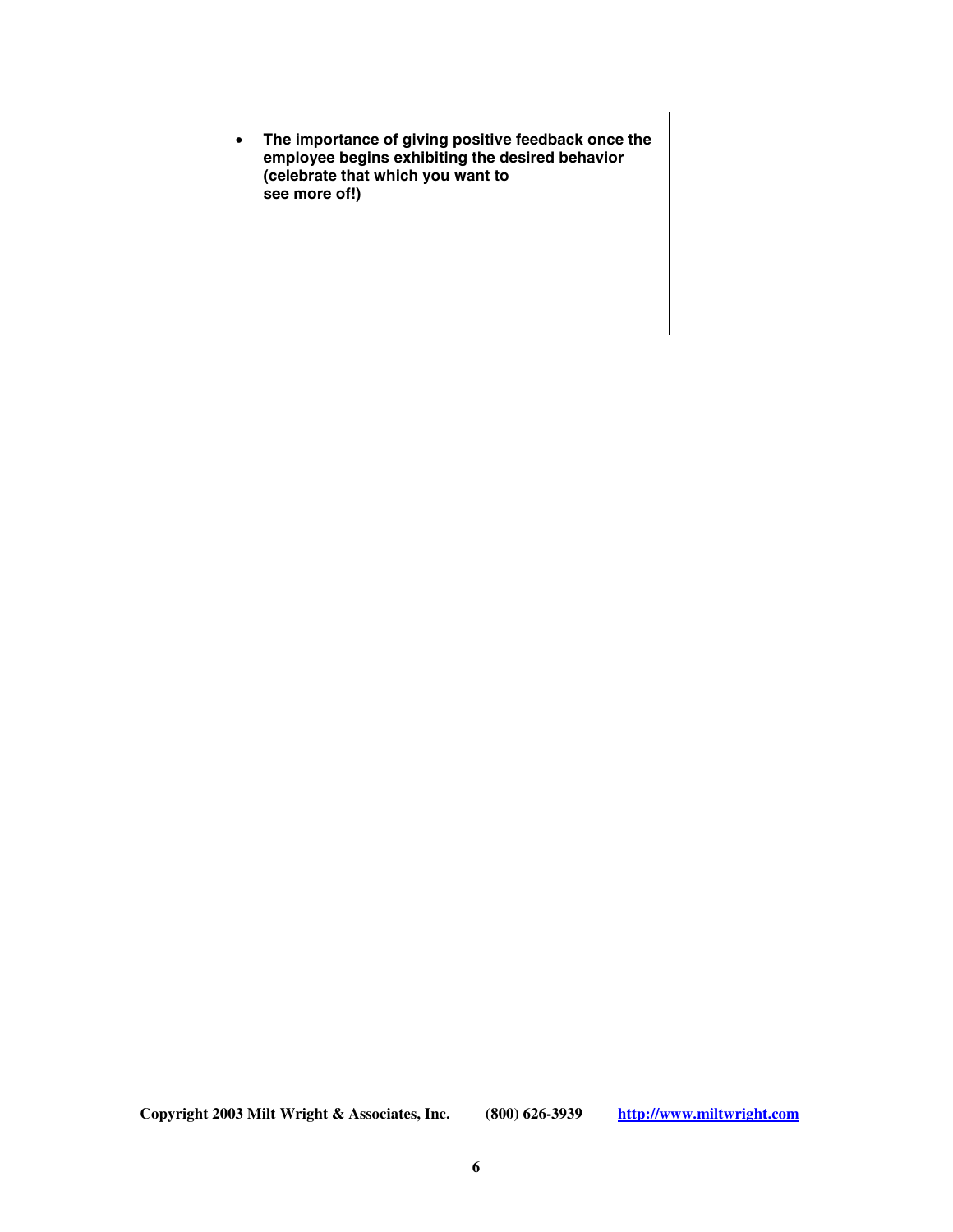- **The importance of giving positive feedback once the employee begins exhibiting the desired behavior (celebrate that which you want to see more of!)**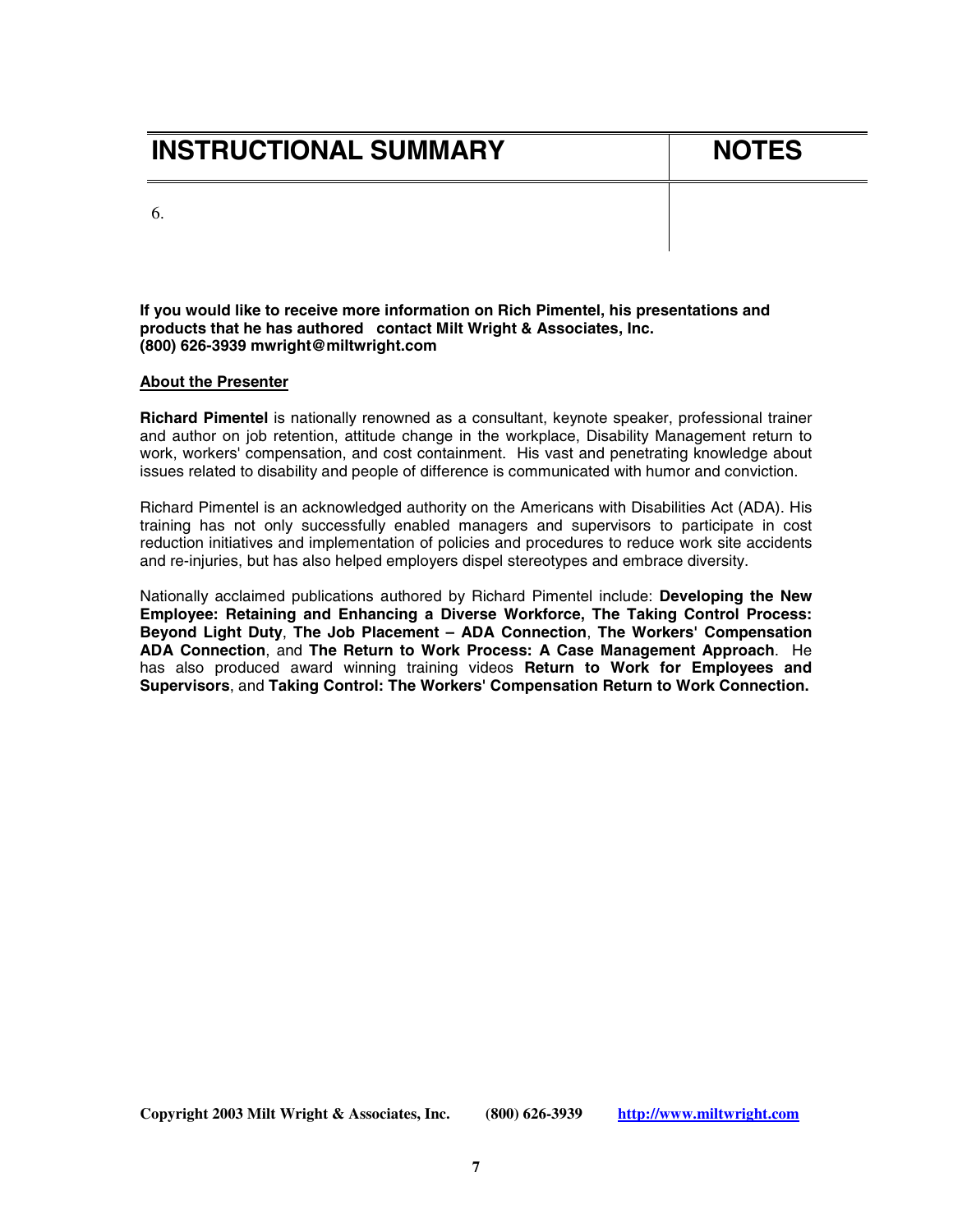| INSTRUCTIONAL SUMMARY | NOTES |
|---|---|
| 6. | |

**If you would like to receive more information on Rich Pimentel, his presentations and products that he has authored contact Milt Wright & Associates, Inc. (800) 626-3939 mwright@miltwright.com**

**About the Presenter**

**Richard Pimentel** is nationally renowned as a consultant, keynote speaker, professional trainer and author on job retention, attitude change in the workplace, Disability Management return to work, workers' compensation, and cost containment. His vast and penetrating knowledge about issues related to disability and people of difference is communicated with humor and conviction.

Richard Pimentel is an acknowledged authority on the Americans with Disabilities Act (ADA). His training has not only successfully enabled managers and supervisors to participate in cost reduction initiatives and implementation of policies and procedures to reduce work site accidents and re-injuries, but has also helped employers dispel stereotypes and embrace diversity.

Nationally acclaimed publications authored by Richard Pimentel include: **Developing the New Employee: Retaining and Enhancing a Diverse Workforce, The Taking Control Process: Beyond Light Duty**, **The Job Placement – ADA Connection**, **The Workers' Compensation ADA Connection**, and **The Return to Work Process: A Case Management Approach**. He has also produced award winning training videos **Return to Work for Employees and Supervisors**, and **Taking Control: The Workers' Compensation Return to Work Connection.**

**Copyright 2003 Milt Wright & Associates, Inc. (800) 626-3939 http://www.miltwright.com**